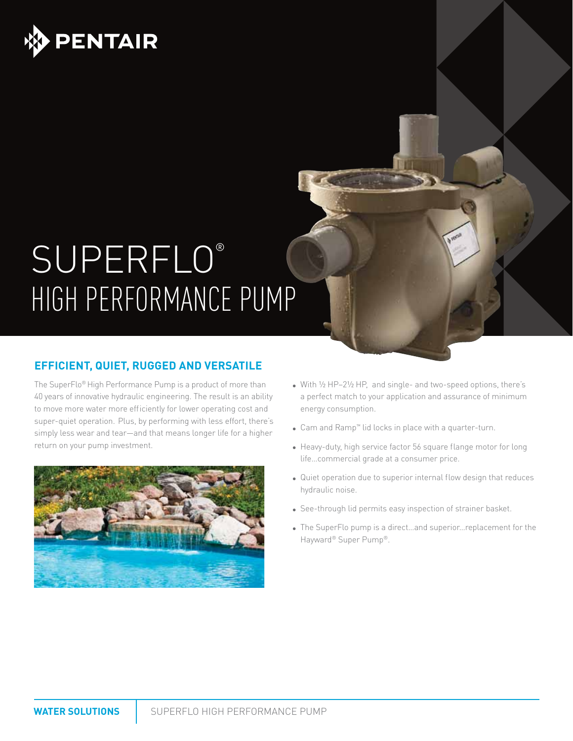# SUPERFLO®

## HIGH PERFORMANCE PUMP

### EFFICIENT, QUIET, RUGGED AND VERSATILE

The SuperFlo® High Performance Pump is a product of more than 40 years of innovative hydraulic engineering. The result is an ability to move more water more efficiently for lower operating cost and super-quiet operation. Plus, by performing with less effort, there's simply less wear and tear—and that means longer life for a higher return on your pump investment.

- With ½ HP–2½ HP, and single- and two-speed options, there's a perfect match to your application and assurance of minimum energy consumption.
- Cam and Ramp™ lid locks in place with a quarter-turn.
- Heavy-duty, high service factor 56 square flange motor for long life…commercial grade at a consumer price.
- Quiet operation due to superior internal flow design that reduces hydraulic noise.
- See-through lid permits easy inspection of strainer basket.
- The SuperFlo pump is a direct…and superior…replacement for the Hayward® Super Pump®.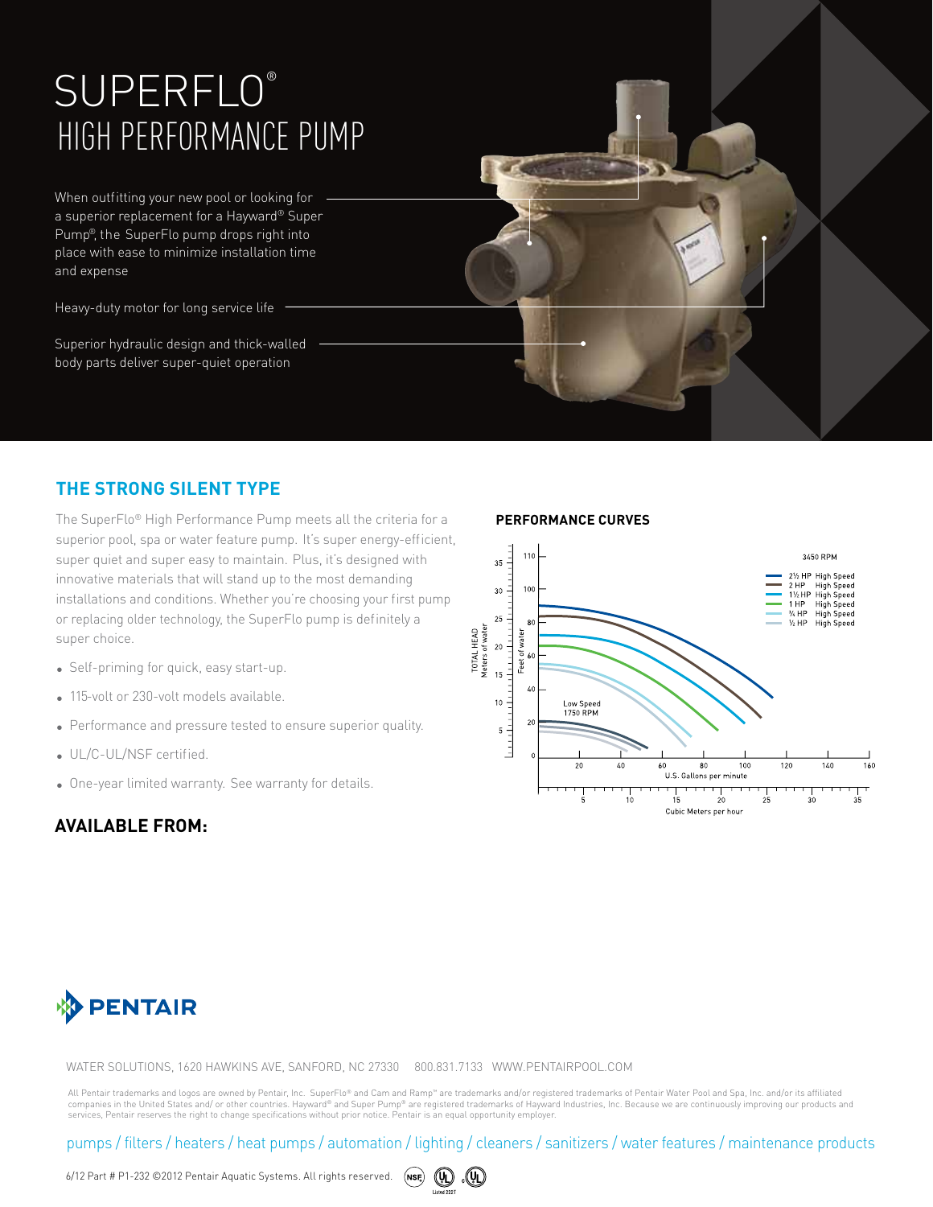# SUPERFLO®

## HIGH PERFORMANCE PUMP

When outfitting your new pool or looking for a superior replacement for a Hayward® Super Pump®, the SuperFlo pump drops right into place with ease to minimize installation time and expense

Heavy-duty motor for long service life

Superior hydraulic design and thick-walled body parts deliver super-quiet operation

## THE STRONG SILENT TYPE

The SuperFlo® High Performance Pump meets all the criteria for a superior pool, spa or water feature pump. It's super energy-efficient, super quiet and super easy to maintain. Plus, it's designed with innovative materials that will stand up to the most demanding installations and conditions. Whether you're choosing your first pump or replacing older technology, the SuperFlo pump is definitely a super choice.

- Self-priming for quick, easy start-up.
- 115-volt or 230-volt models available.
- Performance and pressure tested to ensure superior quality.
- UL/C-UL/NSF certified.
- One-year limited warranty. See warranty for details.

### PERFORMANCE CURVES

3450 RPM

2½ HP High Speed
2 HP High Speed
1½ HP High Speed
1 HP High Speed
¾ HP High Speed
½ HP High Speed

Low Speed
1750 RPM

TOTAL HEAD
Meters of water
35 30 25 20 15 10 5

Feet of water
110 100 80 60 40 20 0

U.S. Gallons per minute
20 40 60 80 100 120 140 160

Cubic Meters per hour
5 10 15 20 25 30 35

## AVAILABLE FROM:

PENTAIR

WATER SOLUTIONS, 1620 HAWKINS AVE, SANFORD, NC 27330 800.831.7133 WWW.PENTAIRPOOL.COM

All Pentair trademarks and logos are owned by Pentair, Inc. SuperFlo® and Cam and Ramp™ are trademarks and/or registered trademarks of Pentair Water Pool and Spa, Inc. and/or its affiliated companies in the United States and/ or other countries. Hayward® and Super Pump® are registered trademarks of Hayward Industries, Inc. Because we are continuously improving our products and services, Pentair reserves the right to change specifications without prior notice. Pentair is an equal opportunity employer.

pumps / filters / heaters / heat pumps / automation / lighting / cleaners / sanitizers / water features / maintenance products

6/12 Part # P1-232 ©2012 Pentair Aquatic Systems. All rights reserved.